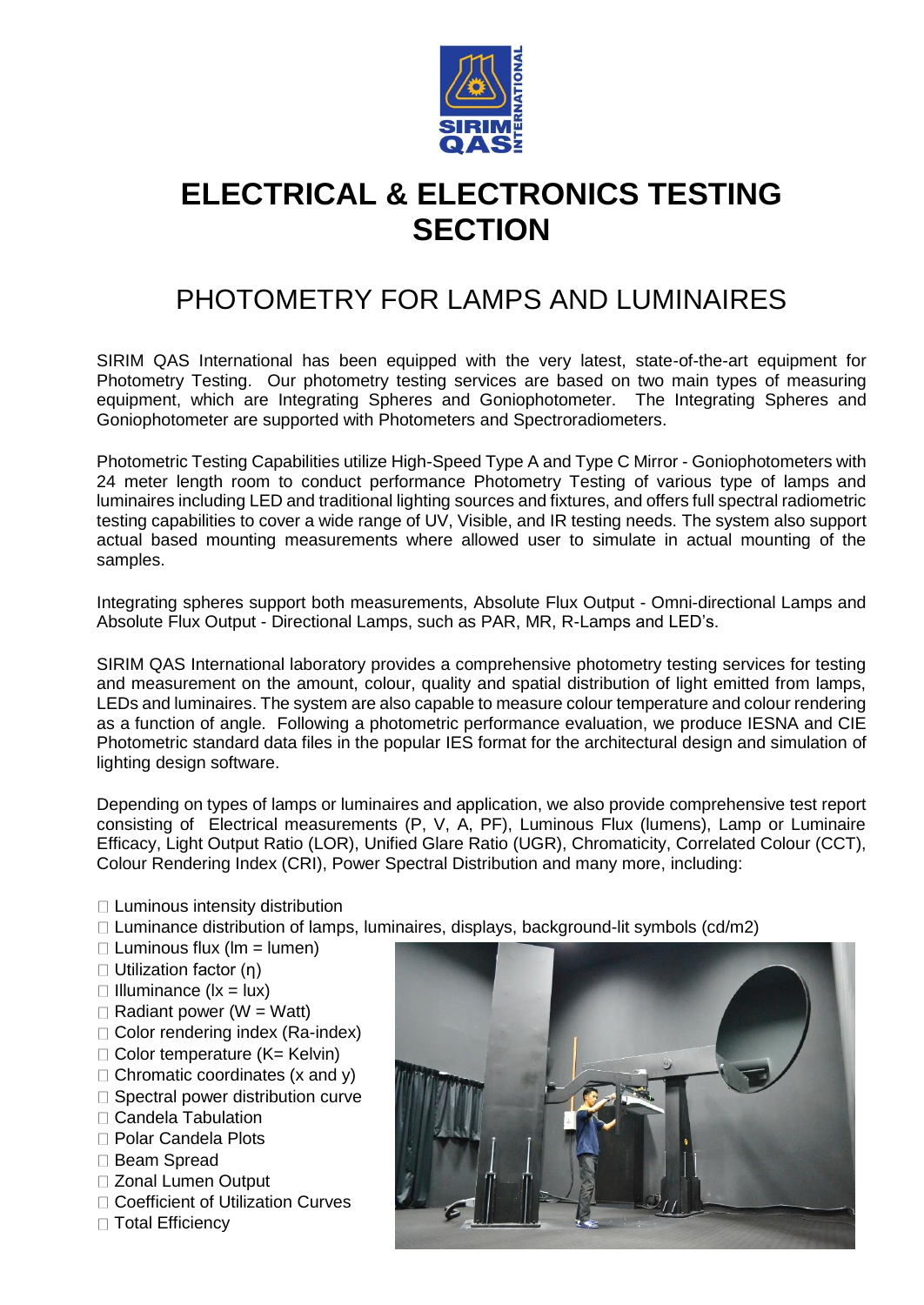# ELECTRICAL & ELECTRONICS TESTING SECTION

## PHOTOMETRY FOR LAMPS AND LUMINAIRES

SIRIM QAS International has been equipped with the very latest, state-of-the-art equipment for Photometry Testing. Our photometry testing services are based on two main types of measuring equipment, which are Integrating Spheres and Goniophotometer. The Integrating Spheres and Goniophotometer are supported with Photometers and Spectroradiometers.

Photometric Testing Capabilities utilize High-Speed Type A and Type C Mirror - Goniophotometers with 24 meter length room to conduct performance Photometry Testing of various type of lamps and luminaires including LED and traditional lighting sources and fixtures, and offers full spectral radiometric testing capabilities to cover a wide range of UV, Visible, and IR testing needs. The system also support actual based mounting measurements where allowed user to simulate in actual mounting of the samples.

Integrating spheres support both measurements, Absolute Flux Output - Omni-directional Lamps and Absolute Flux Output - Directional Lamps, such as PAR, MR, R-Lamps and LED's.

SIRIM QAS International laboratory provides a comprehensive photometry testing services for testing and measurement on the amount, colour, quality and spatial distribution of light emitted from lamps, LEDs and luminaires. The system are also capable to measure colour temperature and colour rendering as a function of angle. Following a photometric performance evaluation, we produce IESNA and CIE Photometric standard data files in the popular IES format for the architectural design and simulation of lighting design software.

Depending on types of lamps or luminaires and application, we also provide comprehensive test report consisting of Electrical measurements (P, V, A, PF), Luminous Flux (lumens), Lamp or Luminaire Efficacy, Light Output Ratio (LOR), Unified Glare Ratio (UGR), Chromaticity, Correlated Colour (CCT), Colour Rendering Index (CRI), Power Spectral Distribution and many more, including:

- Luminous intensity distribution
- Luminance distribution of lamps, luminaires, displays, background-lit symbols (cd/m2)
- Luminous flux (lm = lumen)
- Utilization factor (η)
- Illuminance (lx = lux)
- Radiant power (W = Watt)
- Color rendering index (Ra-index)
- Color temperature (K= Kelvin)
- Chromatic coordinates (x and y)
- Spectral power distribution curve
- Candela Tabulation
- Polar Candela Plots
- Beam Spread
- Zonal Lumen Output
- Coefficient of Utilization Curves
- Total Efficiency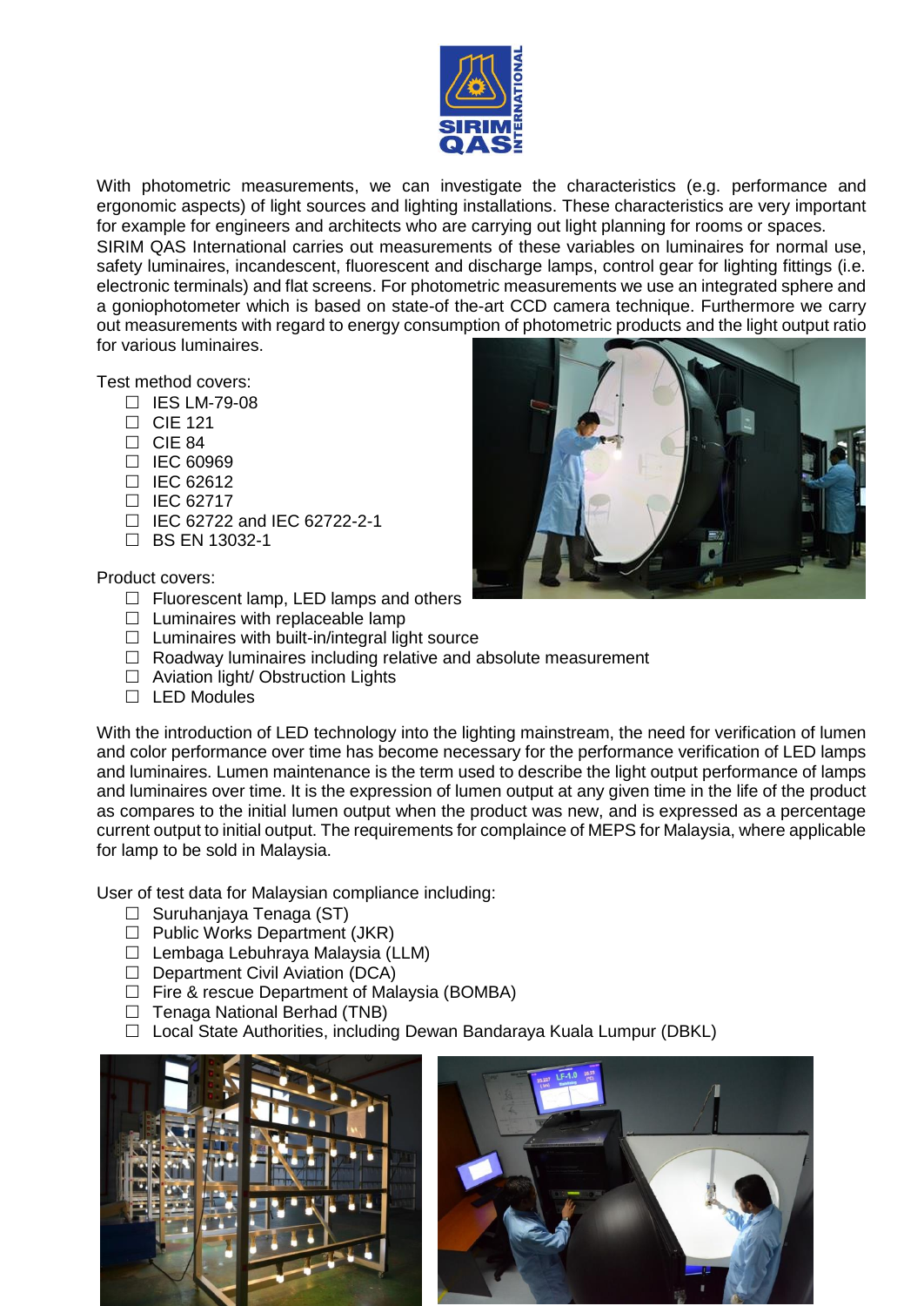With photometric measurements, we can investigate the characteristics (e.g. performance and ergonomic aspects) of light sources and lighting installations. These characteristics are very important for example for engineers and architects who are carrying out light planning for rooms or spaces.
SIRIM QAS International carries out measurements of these variables on luminaires for normal use, safety luminaires, incandescent, fluorescent and discharge lamps, control gear for lighting fittings (i.e. electronic terminals) and flat screens. For photometric measurements we use an integrated sphere and a goniophotometer which is based on state-of the-art CCD camera technique. Furthermore we carry out measurements with regard to energy consumption of photometric products and the light output ratio for various luminaires.

Test method covers:

- IES LM-79-08
- CIE 121
- CIE 84
- IEC 60969
- IEC 62612
- IEC 62717
- IEC 62722 and IEC 62722-2-1
- BS EN 13032-1

Product covers:

- Fluorescent lamp, LED lamps and others
- Luminaires with replaceable lamp
- Luminaires with built-in/integral light source
- Roadway luminaires including relative and absolute measurement
- Aviation light/ Obstruction Lights
- LED Modules

With the introduction of LED technology into the lighting mainstream, the need for verification of lumen and color performance over time has become necessary for the performance verification of LED lamps and luminaires. Lumen maintenance is the term used to describe the light output performance of lamps and luminaires over time. It is the expression of lumen output at any given time in the life of the product as compares to the initial lumen output when the product was new, and is expressed as a percentage current output to initial output. The requirements for complaince of MEPS for Malaysia, where applicable for lamp to be sold in Malaysia.

User of test data for Malaysian compliance including:

- Suruhanjaya Tenaga (ST)
- Public Works Department (JKR)
- Lembaga Lebuhraya Malaysia (LLM)
- Department Civil Aviation (DCA)
- Fire & rescue Department of Malaysia (BOMBA)
- Tenaga National Berhad (TNB)
- Local State Authorities, including Dewan Bandaraya Kuala Lumpur (DBKL)